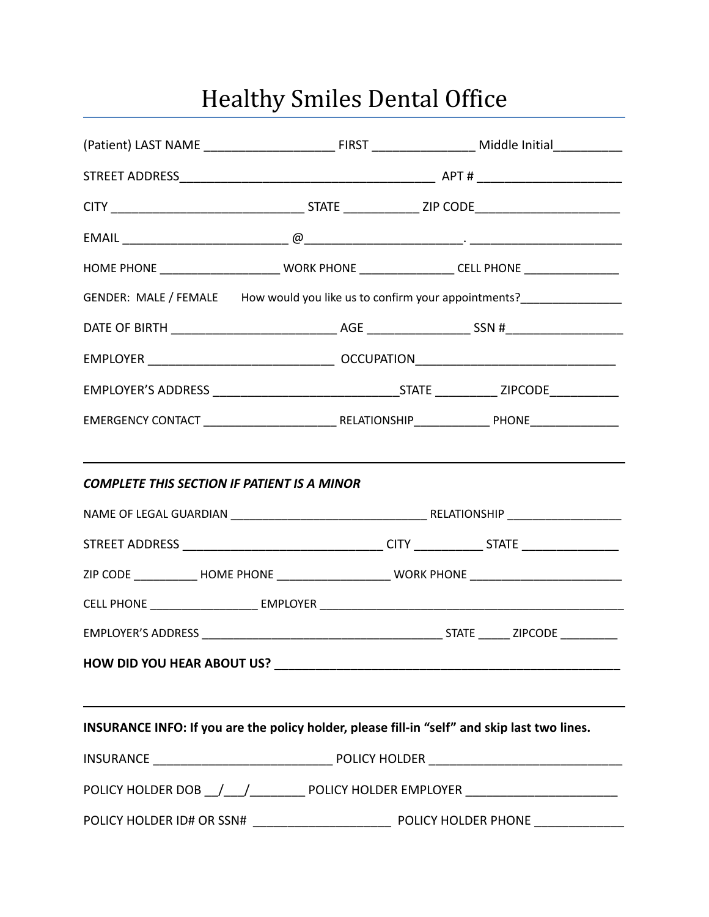# Healthy Smiles Dental Office

(Patient) LAST NAME ___________________ FIRST _______________ Middle Initial__________

STREET ADDRESS_____________________________________ APT # _____________________

CITY ____________________________ STATE ___________ ZIP CODE_____________________

EMAIL ________________________ @______________________. ______________________

HOME PHONE __________________ WORK PHONE _______________ CELL PHONE _______________

GENDER: MALE / FEMALE How would you like us to confirm your appointments?_______________

DATE OF BIRTH ________________________ AGE _______________ SSN #_________________

EMPLOYER ___________________________ OCCUPATION_____________________________

EMPLOYER'S ADDRESS ___________________________STATE _________ ZIPCODE__________

EMERGENCY CONTACT _____________________ RELATIONSHIP____________ PHONE______________

---

***COMPLETE THIS SECTION IF PATIENT IS A MINOR***

NAME OF LEGAL GUARDIAN ______________________________ RELATIONSHIP __________________

STREET ADDRESS ______________________________ CITY __________ STATE ______________

ZIP CODE __________ HOME PHONE __________________ WORK PHONE ________________________

CELL PHONE _________________ EMPLOYER ________________________________________________

EMPLOYER'S ADDRESS ______________________________________ STATE _____ ZIPCODE _________

**HOW DID YOU HEAR ABOUT US? ____________________________________________________**

---

**INSURANCE INFO: If you are the policy holder, please fill-in "self" and skip last two lines.**

INSURANCE __________________________ POLICY HOLDER ____________________________

POLICY HOLDER DOB __/___/________ POLICY HOLDER EMPLOYER ______________________

POLICY HOLDER ID# OR SSN# ____________________ POLICY HOLDER PHONE _____________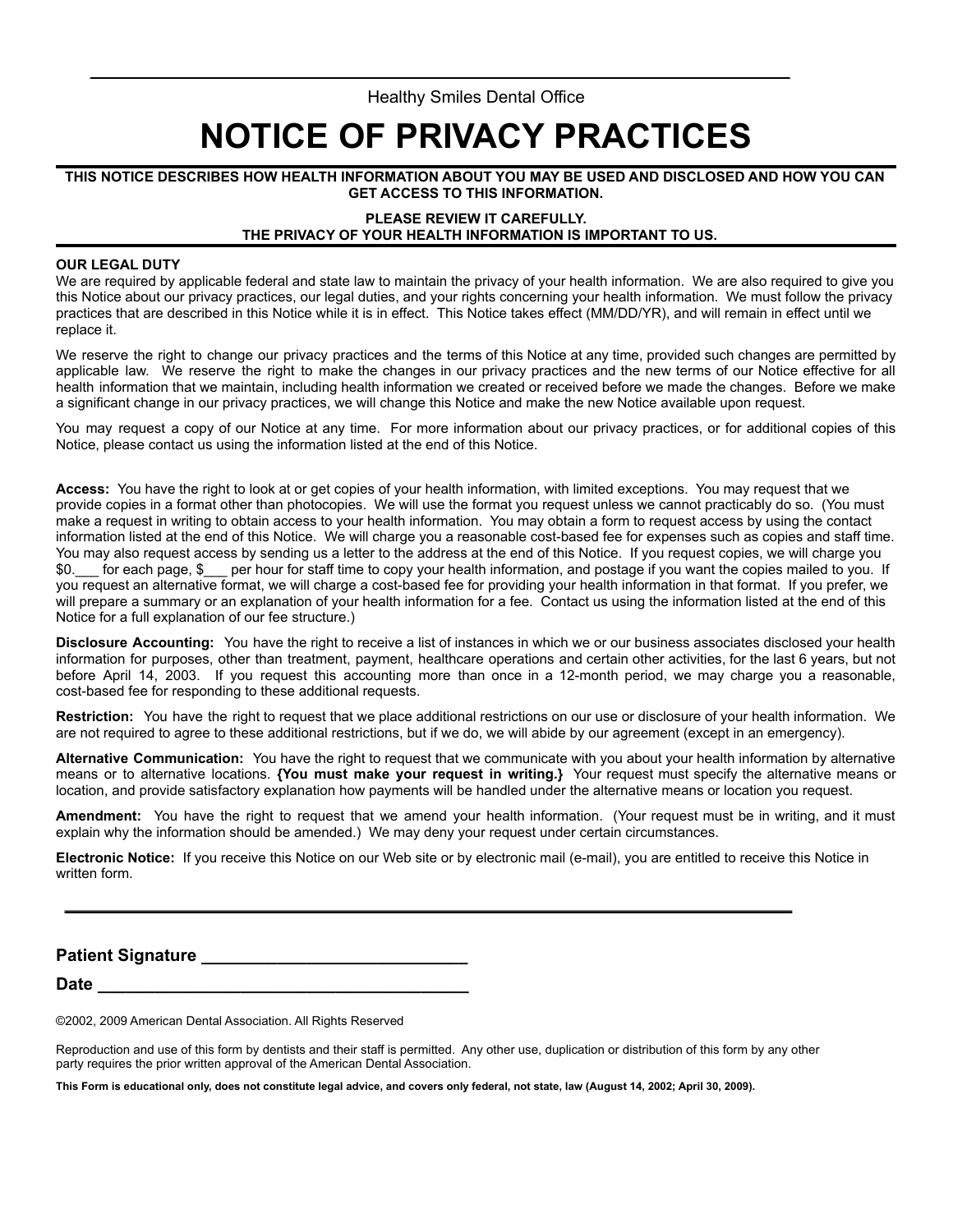Healthy Smiles Dental Office

# NOTICE OF PRIVACY PRACTICES

**THIS NOTICE DESCRIBES HOW HEALTH INFORMATION ABOUT YOU MAY BE USED AND DISCLOSED AND HOW YOU CAN GET ACCESS TO THIS INFORMATION.**

**PLEASE REVIEW IT CAREFULLY.**
**THE PRIVACY OF YOUR HEALTH INFORMATION IS IMPORTANT TO US.**

**OUR LEGAL DUTY**

We are required by applicable federal and state law to maintain the privacy of your health information. We are also required to give you this Notice about our privacy practices, our legal duties, and your rights concerning your health information. We must follow the privacy practices that are described in this Notice while it is in effect. This Notice takes effect (MM/DD/YR), and will remain in effect until we replace it.

We reserve the right to change our privacy practices and the terms of this Notice at any time, provided such changes are permitted by applicable law. We reserve the right to make the changes in our privacy practices and the new terms of our Notice effective for all health information that we maintain, including health information we created or received before we made the changes. Before we make a significant change in our privacy practices, we will change this Notice and make the new Notice available upon request.

You may request a copy of our Notice at any time. For more information about our privacy practices, or for additional copies of this Notice, please contact us using the information listed at the end of this Notice.

**Access:** You have the right to look at or get copies of your health information, with limited exceptions. You may request that we provide copies in a format other than photocopies. We will use the format you request unless we cannot practicably do so. (You must make a request in writing to obtain access to your health information. You may obtain a form to request access by using the contact information listed at the end of this Notice. We will charge you a reasonable cost-based fee for expenses such as copies and staff time. You may also request access by sending us a letter to the address at the end of this Notice. If you request copies, we will charge you $0.___ for each page, $___ per hour for staff time to copy your health information, and postage if you want the copies mailed to you. If you request an alternative format, we will charge a cost-based fee for providing your health information in that format. If you prefer, we will prepare a summary or an explanation of your health information for a fee. Contact us using the information listed at the end of this Notice for a full explanation of our fee structure.)

**Disclosure Accounting:** You have the right to receive a list of instances in which we or our business associates disclosed your health information for purposes, other than treatment, payment, healthcare operations and certain other activities, for the last 6 years, but not before April 14, 2003. If you request this accounting more than once in a 12-month period, we may charge you a reasonable, cost-based fee for responding to these additional requests.

**Restriction:** You have the right to request that we place additional restrictions on our use or disclosure of your health information. We are not required to agree to these additional restrictions, but if we do, we will abide by our agreement (except in an emergency).

**Alternative Communication:** You have the right to request that we communicate with you about your health information by alternative means or to alternative locations. **{You must make your request in writing.}** Your request must specify the alternative means or location, and provide satisfactory explanation how payments will be handled under the alternative means or location you request.

**Amendment:** You have the right to request that we amend your health information. (Your request must be in writing, and it must explain why the information should be amended.) We may deny your request under certain circumstances.

**Electronic Notice:** If you receive this Notice on our Web site or by electronic mail (e-mail), you are entitled to receive this Notice in written form.

---

**Patient Signature ____________________________**

**Date ________________________________________**

©2002, 2009 American Dental Association. All Rights Reserved

Reproduction and use of this form by dentists and their staff is permitted. Any other use, duplication or distribution of this form by any other party requires the prior written approval of the American Dental Association.

**This Form is educational only, does not constitute legal advice, and covers only federal, not state, law (August 14, 2002; April 30, 2009).**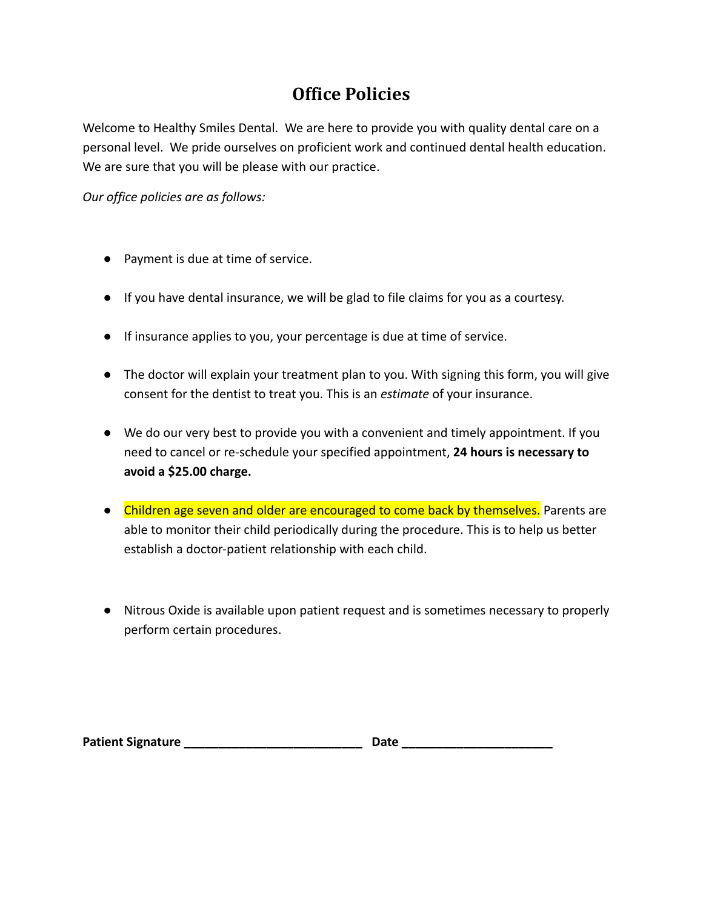# Office Policies

Welcome to Healthy Smiles Dental. We are here to provide you with quality dental care on a personal level. We pride ourselves on proficient work and continued dental health education. We are sure that you will be please with our practice.

*Our office policies are as follows:*

- Payment is due at time of service.
- If you have dental insurance, we will be glad to file claims for you as a courtesy.
- If insurance applies to you, your percentage is due at time of service.
- The doctor will explain your treatment plan to you. With signing this form, you will give consent for the dentist to treat you. This is an *estimate* of your insurance.
- We do our very best to provide you with a convenient and timely appointment. If you need to cancel or re-schedule your specified appointment, **24 hours is necessary to avoid a $25.00 charge.**
- Children age seven and older are encouraged to come back by themselves. Parents are able to monitor their child periodically during the procedure. This is to help us better establish a doctor-patient relationship with each child.
- Nitrous Oxide is available upon patient request and is sometimes necessary to properly perform certain procedures.

**Patient Signature** ___________________________ **Date** ______________________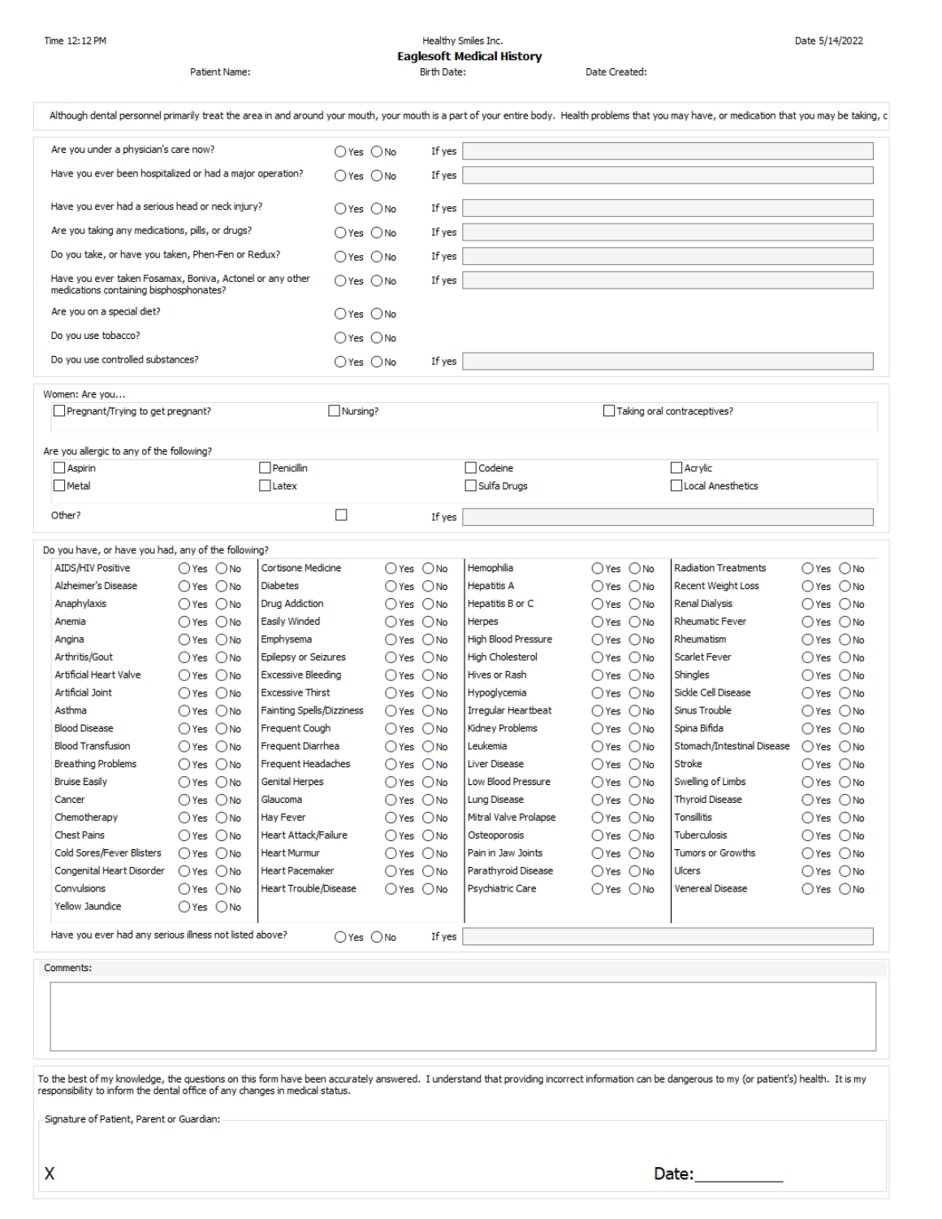Time 12:12 PM

Healthy Smiles Inc.

# Eaglesoft Medical History

Date 5/14/2022

Patient Name: Birth Date: Date Created:

Although dental personnel primarily treat the area in and around your mouth, your mouth is a part of your entire body. Health problems that you may have, or medication that you may be taking, c

| | | |
|---|---|---|
| Are you under a physician's care now? | ○ Yes ○ No | If yes |
| Have you ever been hospitalized or had a major operation? | ○ Yes ○ No | If yes |
| Have you ever had a serious head or neck injury? | ○ Yes ○ No | If yes |
| Are you taking any medications, pills, or drugs? | ○ Yes ○ No | If yes |
| Do you take, or have you taken, Phen-Fen or Redux? | ○ Yes ○ No | If yes |
| Have you ever taken Fosamax, Boniva, Actonel or any other medications containing bisphosphonates? | ○ Yes ○ No | If yes |
| Are you on a special diet? | ○ Yes ○ No | |
| Do you use tobacco? | ○ Yes ○ No | |
| Do you use controlled substances? | ○ Yes ○ No | If yes |

Women: Are you...

- ☐ Pregnant/Trying to get pregnant?
- ☐ Nursing?
- ☐ Taking oral contraceptives?

Are you allergic to any of the following?

| | | | |
|---|---|---|---|
| ☐ Aspirin | ☐ Penicillin | ☐ Codeine | ☐ Acrylic |
| ☐ Metal | ☐ Latex | ☐ Sulfa Drugs | ☐ Local Anesthetics |

Other? ☐ If yes

Do you have, or have you had, any of the following?

| | | | | | | | |
|---|---|---|---|---|---|---|---|
| AIDS/HIV Positive | ○ Yes ○ No | Cortisone Medicine | ○ Yes ○ No | Hemophilia | ○ Yes ○ No | Radiation Treatments | ○ Yes ○ No |
| Alzheimer's Disease | ○ Yes ○ No | Diabetes | ○ Yes ○ No | Hepatitis A | ○ Yes ○ No | Recent Weight Loss | ○ Yes ○ No |
| Anaphylaxis | ○ Yes ○ No | Drug Addiction | ○ Yes ○ No | Hepatitis B or C | ○ Yes ○ No | Renal Dialysis | ○ Yes ○ No |
| Anemia | ○ Yes ○ No | Easily Winded | ○ Yes ○ No | Herpes | ○ Yes ○ No | Rheumatic Fever | ○ Yes ○ No |
| Angina | ○ Yes ○ No | Emphysema | ○ Yes ○ No | High Blood Pressure | ○ Yes ○ No | Rheumatism | ○ Yes ○ No |
| Arthritis/Gout | ○ Yes ○ No | Epilepsy or Seizures | ○ Yes ○ No | High Cholesterol | ○ Yes ○ No | Scarlet Fever | ○ Yes ○ No |
| Artificial Heart Valve | ○ Yes ○ No | Excessive Bleeding | ○ Yes ○ No | Hives or Rash | ○ Yes ○ No | Shingles | ○ Yes ○ No |
| Artificial Joint | ○ Yes ○ No | Excessive Thirst | ○ Yes ○ No | Hypoglycemia | ○ Yes ○ No | Sickle Cell Disease | ○ Yes ○ No |
| Asthma | ○ Yes ○ No | Fainting Spells/Dizziness | ○ Yes ○ No | Irregular Heartbeat | ○ Yes ○ No | Sinus Trouble | ○ Yes ○ No |
| Blood Disease | ○ Yes ○ No | Frequent Cough | ○ Yes ○ No | Kidney Problems | ○ Yes ○ No | Spina Bifida | ○ Yes ○ No |
| Blood Transfusion | ○ Yes ○ No | Frequent Diarrhea | ○ Yes ○ No | Leukemia | ○ Yes ○ No | Stomach/Intestinal Disease | ○ Yes ○ No |
| Breathing Problems | ○ Yes ○ No | Frequent Headaches | ○ Yes ○ No | Liver Disease | ○ Yes ○ No | Stroke | ○ Yes ○ No |
| Bruise Easily | ○ Yes ○ No | Genital Herpes | ○ Yes ○ No | Low Blood Pressure | ○ Yes ○ No | Swelling of Limbs | ○ Yes ○ No |
| Cancer | ○ Yes ○ No | Glaucoma | ○ Yes ○ No | Lung Disease | ○ Yes ○ No | Thyroid Disease | ○ Yes ○ No |
| Chemotherapy | ○ Yes ○ No | Hay Fever | ○ Yes ○ No | Mitral Valve Prolapse | ○ Yes ○ No | Tonsillitis | ○ Yes ○ No |
| Chest Pains | ○ Yes ○ No | Heart Attack/Failure | ○ Yes ○ No | Osteoporosis | ○ Yes ○ No | Tuberculosis | ○ Yes ○ No |
| Cold Sores/Fever Blisters | ○ Yes ○ No | Heart Murmur | ○ Yes ○ No | Pain in Jaw Joints | ○ Yes ○ No | Tumors or Growths | ○ Yes ○ No |
| Congenital Heart Disorder | ○ Yes ○ No | Heart Pacemaker | ○ Yes ○ No | Parathyroid Disease | ○ Yes ○ No | Ulcers | ○ Yes ○ No |
| Convulsions | ○ Yes ○ No | Heart Trouble/Disease | ○ Yes ○ No | Psychiatric Care | ○ Yes ○ No | Venereal Disease | ○ Yes ○ No |
| Yellow Jaundice | ○ Yes ○ No | | | | | | |

Have you ever had any serious illness not listed above? ○ Yes ○ No If yes

Comments:

To the best of my knowledge, the questions on this form have been accurately answered. I understand that providing incorrect information can be dangerous to my (or patient's) health. It is my responsibility to inform the dental office of any changes in medical status.

Signature of Patient, Parent or Guardian:

X Date:__________